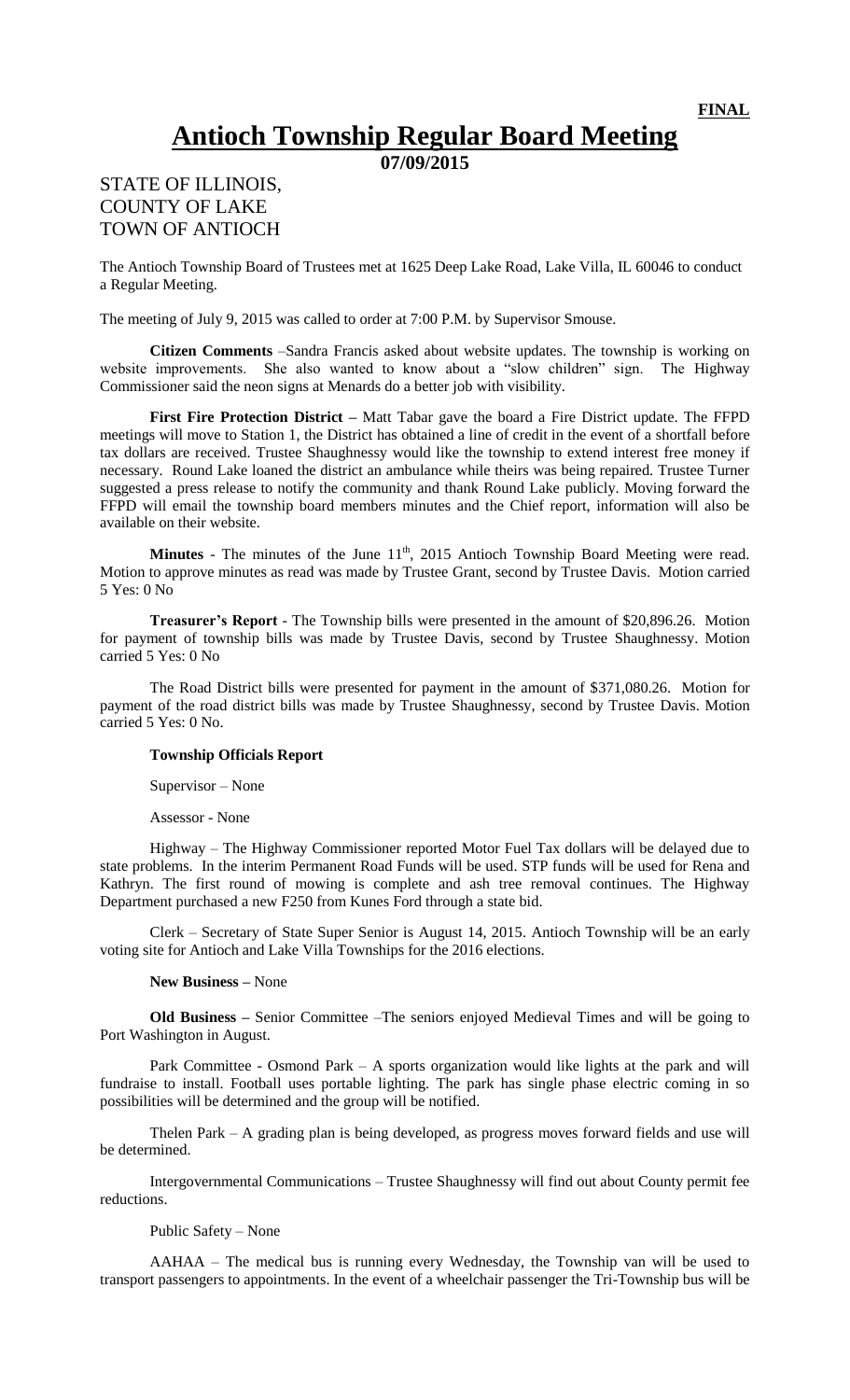**FINAL**

# Antioch Township Regular Board Meeting

**07/09/2015**

STATE OF ILLINOIS,
COUNTY OF LAKE
TOWN OF ANTIOCH

The Antioch Township Board of Trustees met at 1625 Deep Lake Road, Lake Villa, IL 60046 to conduct a Regular Meeting.

The meeting of July 9, 2015 was called to order at 7:00 P.M. by Supervisor Smouse.

**Citizen Comments** –Sandra Francis asked about website updates. The township is working on website improvements. She also wanted to know about a "slow children" sign. The Highway Commissioner said the neon signs at Menards do a better job with visibility.

**First Fire Protection District –** Matt Tabar gave the board a Fire District update. The FFPD meetings will move to Station 1, the District has obtained a line of credit in the event of a shortfall before tax dollars are received. Trustee Shaughnessy would like the township to extend interest free money if necessary. Round Lake loaned the district an ambulance while theirs was being repaired. Trustee Turner suggested a press release to notify the community and thank Round Lake publicly. Moving forward the FFPD will email the township board members minutes and the Chief report, information will also be available on their website.

**Minutes** - The minutes of the June 11th, 2015 Antioch Township Board Meeting were read. Motion to approve minutes as read was made by Trustee Grant, second by Trustee Davis. Motion carried 5 Yes: 0 No

**Treasurer's Report** - The Township bills were presented in the amount of $20,896.26. Motion for payment of township bills was made by Trustee Davis, second by Trustee Shaughnessy. Motion carried 5 Yes: 0 No

The Road District bills were presented for payment in the amount of $371,080.26. Motion for payment of the road district bills was made by Trustee Shaughnessy, second by Trustee Davis. Motion carried 5 Yes: 0 No.

**Township Officials Report**

Supervisor – None

Assessor - None

Highway – The Highway Commissioner reported Motor Fuel Tax dollars will be delayed due to state problems. In the interim Permanent Road Funds will be used. STP funds will be used for Rena and Kathryn. The first round of mowing is complete and ash tree removal continues. The Highway Department purchased a new F250 from Kunes Ford through a state bid.

Clerk – Secretary of State Super Senior is August 14, 2015. Antioch Township will be an early voting site for Antioch and Lake Villa Townships for the 2016 elections.

**New Business –** None

**Old Business –** Senior Committee –The seniors enjoyed Medieval Times and will be going to Port Washington in August.

Park Committee - Osmond Park – A sports organization would like lights at the park and will fundraise to install. Football uses portable lighting. The park has single phase electric coming in so possibilities will be determined and the group will be notified.

Thelen Park – A grading plan is being developed, as progress moves forward fields and use will be determined.

Intergovernmental Communications – Trustee Shaughnessy will find out about County permit fee reductions.

Public Safety – None

AAHAA – The medical bus is running every Wednesday, the Township van will be used to transport passengers to appointments. In the event of a wheelchair passenger the Tri-Township bus will be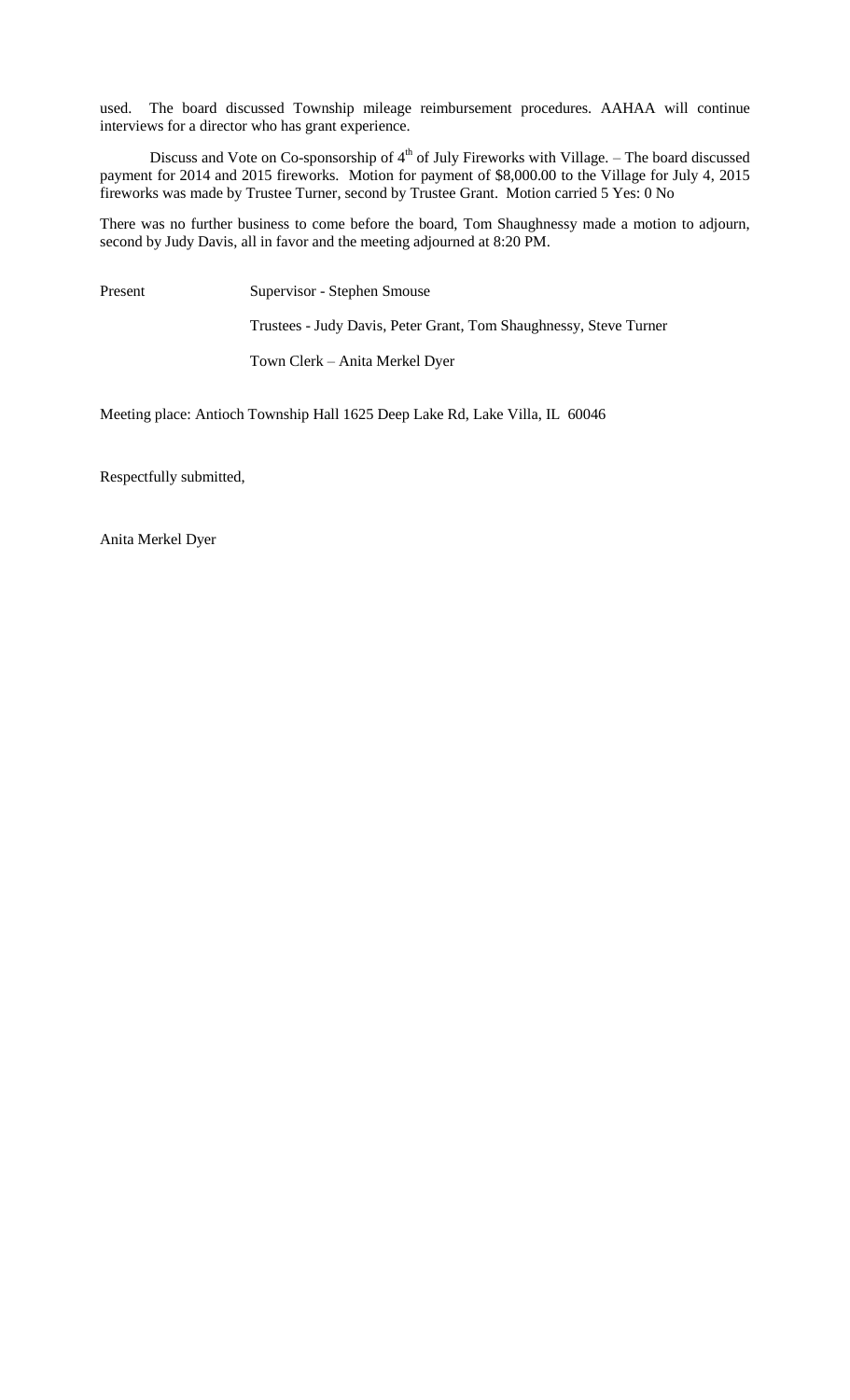used. The board discussed Township mileage reimbursement procedures. AAHAA will continue interviews for a director who has grant experience.

Discuss and Vote on Co-sponsorship of 4th of July Fireworks with Village. – The board discussed payment for 2014 and 2015 fireworks. Motion for payment of $8,000.00 to the Village for July 4, 2015 fireworks was made by Trustee Turner, second by Trustee Grant. Motion carried 5 Yes: 0 No

There was no further business to come before the board, Tom Shaughnessy made a motion to adjourn, second by Judy Davis, all in favor and the meeting adjourned at 8:20 PM.

Present Supervisor - Stephen Smouse

Trustees - Judy Davis, Peter Grant, Tom Shaughnessy, Steve Turner

Town Clerk – Anita Merkel Dyer

Meeting place: Antioch Township Hall 1625 Deep Lake Rd, Lake Villa, IL 60046

Respectfully submitted,

Anita Merkel Dyer